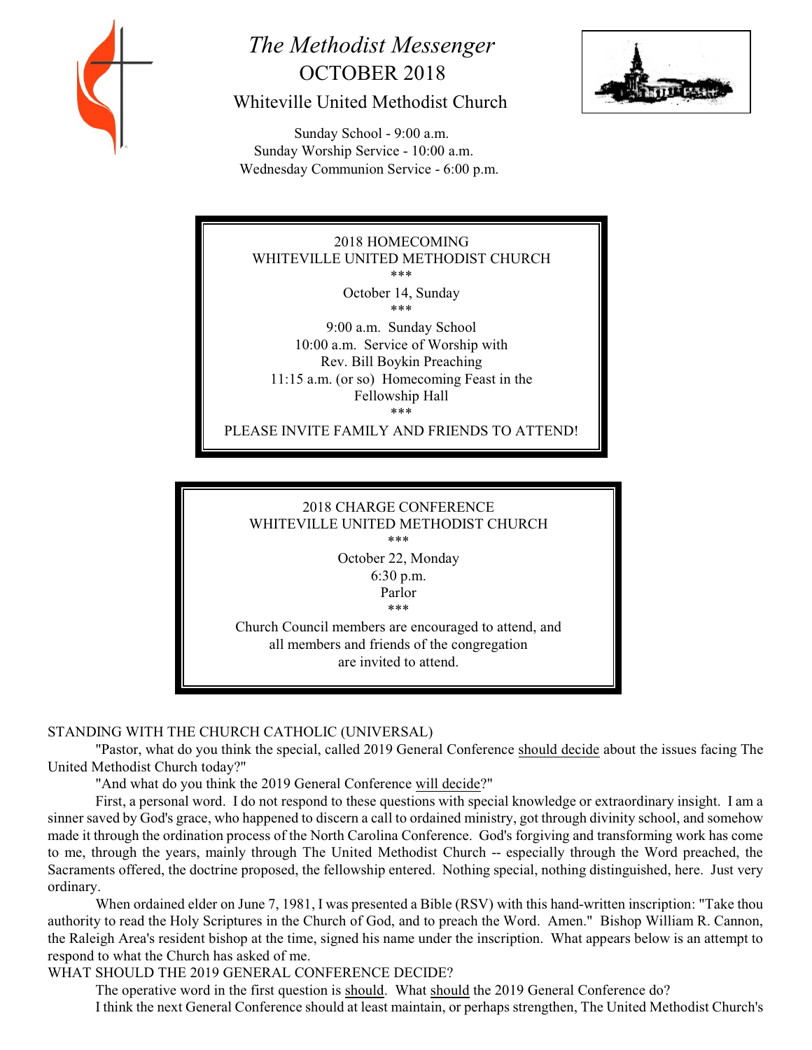# *The Methodist Messenger*

## OCTOBER 2018

### Whiteville United Methodist Church

Sunday School - 9:00 a.m.
Sunday Worship Service - 10:00 a.m.
Wednesday Communion Service - 6:00 p.m.

---

2018 HOMECOMING
WHITEVILLE UNITED METHODIST CHURCH

***

October 14, Sunday

***

9:00 a.m. Sunday School
10:00 a.m. Service of Worship with
Rev. Bill Boykin Preaching
11:15 a.m. (or so) Homecoming Feast in the
Fellowship Hall

***

PLEASE INVITE FAMILY AND FRIENDS TO ATTEND!

---

2018 CHARGE CONFERENCE
WHITEVILLE UNITED METHODIST CHURCH

***

October 22, Monday
6:30 p.m.
Parlor

***

Church Council members are encouraged to attend, and
all members and friends of the congregation
are invited to attend.

---

STANDING WITH THE CHURCH CATHOLIC (UNIVERSAL)

"Pastor, what do you think the special, called 2019 General Conference should decide about the issues facing The United Methodist Church today?"

"And what do you think the 2019 General Conference will decide?"

First, a personal word. I do not respond to these questions with special knowledge or extraordinary insight. I am a sinner saved by God's grace, who happened to discern a call to ordained ministry, got through divinity school, and somehow made it through the ordination process of the North Carolina Conference. God's forgiving and transforming work has come to me, through the years, mainly through The United Methodist Church -- especially through the Word preached, the Sacraments offered, the doctrine proposed, the fellowship entered. Nothing special, nothing distinguished, here. Just very ordinary.

When ordained elder on June 7, 1981, I was presented a Bible (RSV) with this hand-written inscription: "Take thou authority to read the Holy Scriptures in the Church of God, and to preach the Word. Amen." Bishop William R. Cannon, the Raleigh Area's resident bishop at the time, signed his name under the inscription. What appears below is an attempt to respond to what the Church has asked of me.

WHAT SHOULD THE 2019 GENERAL CONFERENCE DECIDE?

The operative word in the first question is should. What should the 2019 General Conference do?

I think the next General Conference should at least maintain, or perhaps strengthen, The United Methodist Church's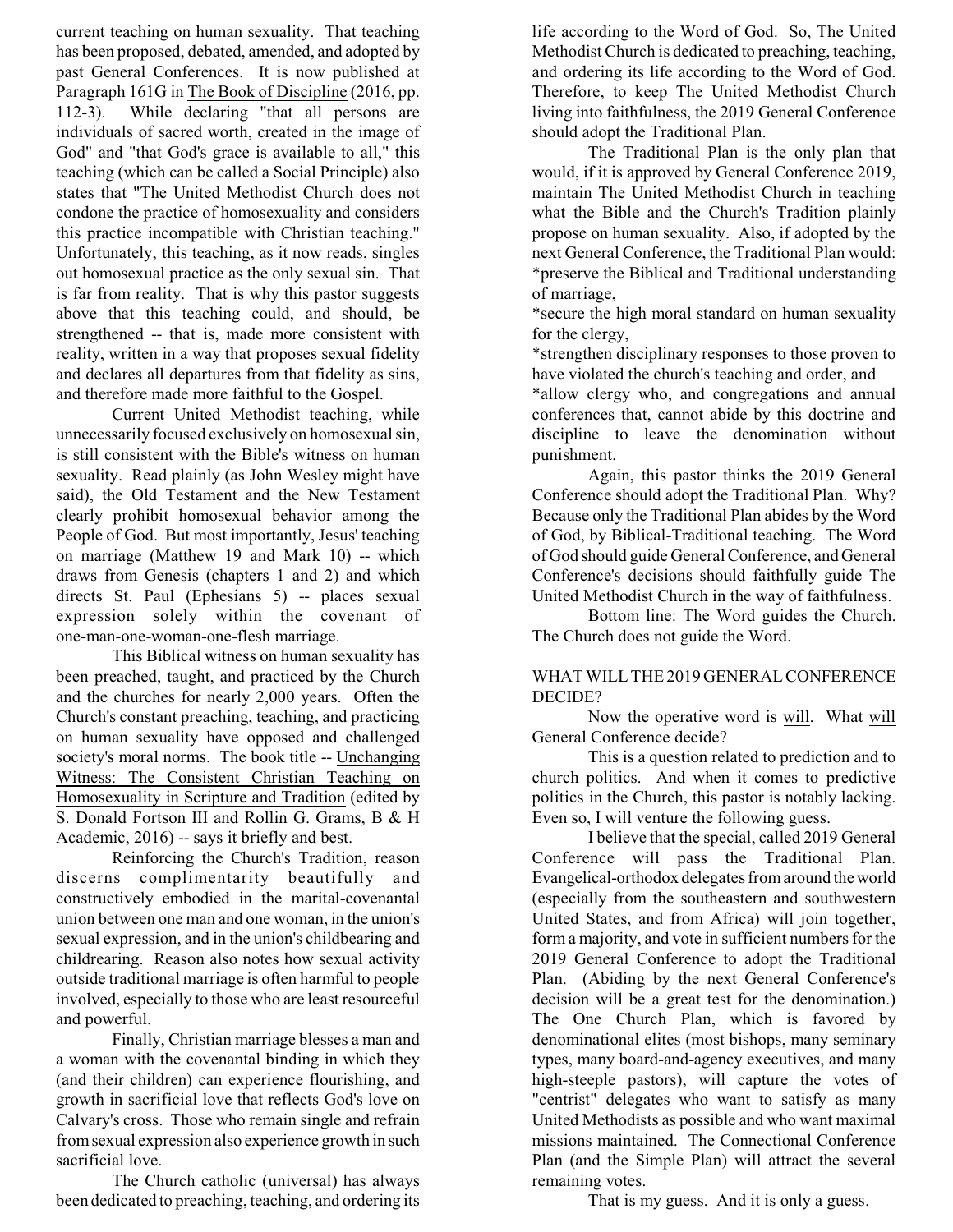current teaching on human sexuality. That teaching has been proposed, debated, amended, and adopted by past General Conferences. It is now published at Paragraph 161G in The Book of Discipline (2016, pp. 112-3). While declaring "that all persons are individuals of sacred worth, created in the image of God" and "that God's grace is available to all," this teaching (which can be called a Social Principle) also states that "The United Methodist Church does not condone the practice of homosexuality and considers this practice incompatible with Christian teaching." Unfortunately, this teaching, as it now reads, singles out homosexual practice as the only sexual sin. That is far from reality. That is why this pastor suggests above that this teaching could, and should, be strengthened -- that is, made more consistent with reality, written in a way that proposes sexual fidelity and declares all departures from that fidelity as sins, and therefore made more faithful to the Gospel.

Current United Methodist teaching, while unnecessarily focused exclusively on homosexual sin, is still consistent with the Bible's witness on human sexuality. Read plainly (as John Wesley might have said), the Old Testament and the New Testament clearly prohibit homosexual behavior among the People of God. But most importantly, Jesus' teaching on marriage (Matthew 19 and Mark 10) -- which draws from Genesis (chapters 1 and 2) and which directs St. Paul (Ephesians 5) -- places sexual expression solely within the covenant of one-man-one-woman-one-flesh marriage.

This Biblical witness on human sexuality has been preached, taught, and practiced by the Church and the churches for nearly 2,000 years. Often the Church's constant preaching, teaching, and practicing on human sexuality have opposed and challenged society's moral norms. The book title -- Unchanging Witness: The Consistent Christian Teaching on Homosexuality in Scripture and Tradition (edited by S. Donald Fortson III and Rollin G. Grams, B & H Academic, 2016) -- says it briefly and best.

Reinforcing the Church's Tradition, reason discerns complimentarity beautifully and constructively embodied in the marital-covenantal union between one man and one woman, in the union's sexual expression, and in the union's childbearing and childrearing. Reason also notes how sexual activity outside traditional marriage is often harmful to people involved, especially to those who are least resourceful and powerful.

Finally, Christian marriage blesses a man and a woman with the covenantal binding in which they (and their children) can experience flourishing, and growth in sacrificial love that reflects God's love on Calvary's cross. Those who remain single and refrain from sexual expression also experience growth in such sacrificial love.

The Church catholic (universal) has always been dedicated to preaching, teaching, and ordering its life according to the Word of God. So, The United Methodist Church is dedicated to preaching, teaching, and ordering its life according to the Word of God. Therefore, to keep The United Methodist Church living into faithfulness, the 2019 General Conference should adopt the Traditional Plan.

The Traditional Plan is the only plan that would, if it is approved by General Conference 2019, maintain The United Methodist Church in teaching what the Bible and the Church's Tradition plainly propose on human sexuality. Also, if adopted by the next General Conference, the Traditional Plan would:

*preserve the Biblical and Traditional understanding of marriage,
*secure the high moral standard on human sexuality for the clergy,
*strengthen disciplinary responses to those proven to have violated the church's teaching and order, and
*allow clergy who, and congregations and annual conferences that, cannot abide by this doctrine and discipline to leave the denomination without punishment.

Again, this pastor thinks the 2019 General Conference should adopt the Traditional Plan. Why? Because only the Traditional Plan abides by the Word of God, by Biblical-Traditional teaching. The Word of God should guide General Conference, and General Conference's decisions should faithfully guide The United Methodist Church in the way of faithfulness.

Bottom line: The Word guides the Church. The Church does not guide the Word.

## WHAT WILL THE 2019 GENERAL CONFERENCE DECIDE?

Now the operative word is will. What will General Conference decide?

This is a question related to prediction and to church politics. And when it comes to predictive politics in the Church, this pastor is notably lacking. Even so, I will venture the following guess.

I believe that the special, called 2019 General Conference will pass the Traditional Plan. Evangelical-orthodox delegates from around the world (especially from the southeastern and southwestern United States, and from Africa) will join together, form a majority, and vote in sufficient numbers for the 2019 General Conference to adopt the Traditional Plan. (Abiding by the next General Conference's decision will be a great test for the denomination.) The One Church Plan, which is favored by denominational elites (most bishops, many seminary types, many board-and-agency executives, and many high-steeple pastors), will capture the votes of "centrist" delegates who want to satisfy as many United Methodists as possible and who want maximal missions maintained. The Connectional Conference Plan (and the Simple Plan) will attract the several remaining votes.

That is my guess. And it is only a guess.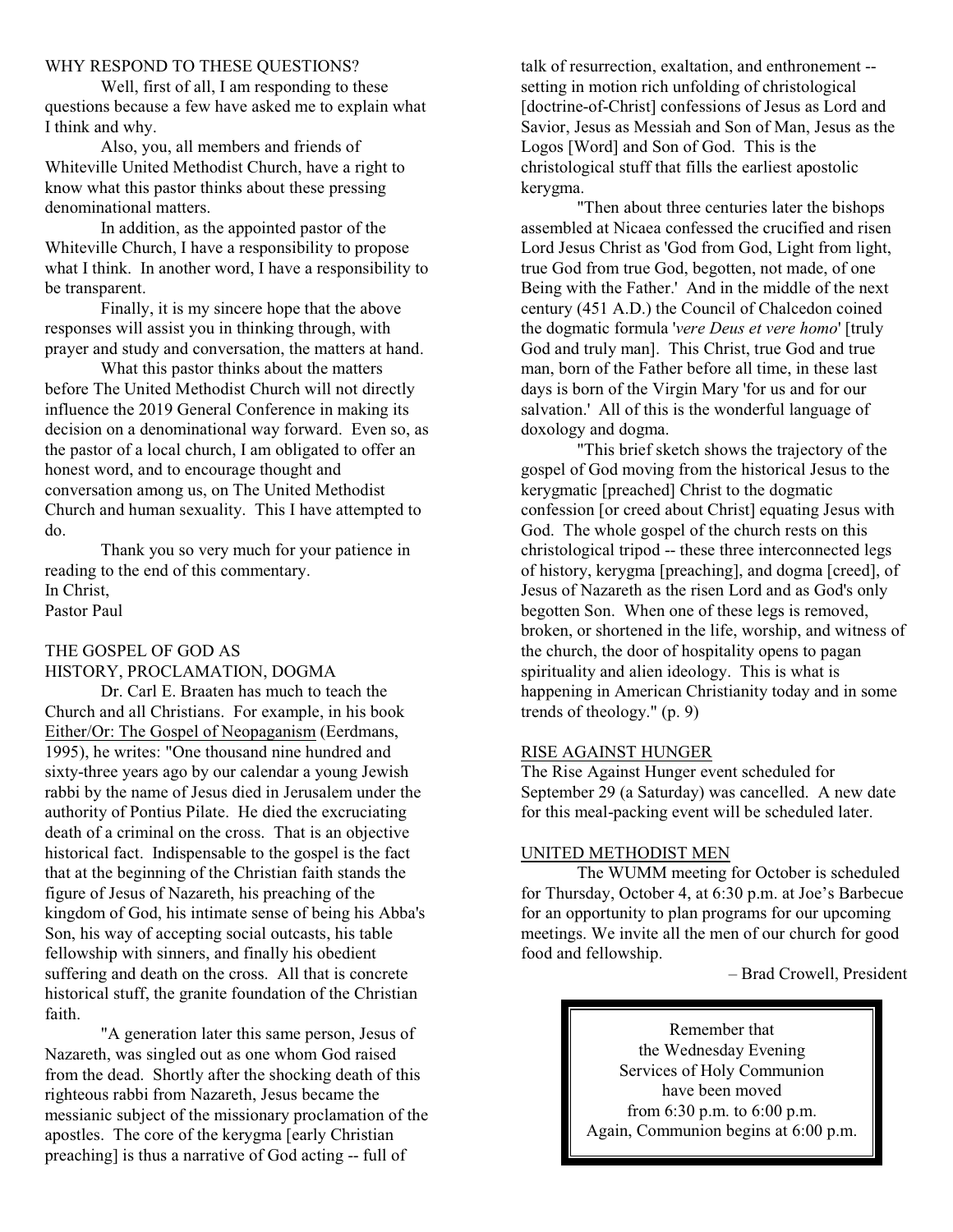WHY RESPOND TO THESE QUESTIONS?

Well, first of all, I am responding to these questions because a few have asked me to explain what I think and why.

Also, you, all members and friends of Whiteville United Methodist Church, have a right to know what this pastor thinks about these pressing denominational matters.

In addition, as the appointed pastor of the Whiteville Church, I have a responsibility to propose what I think. In another word, I have a responsibility to be transparent.

Finally, it is my sincere hope that the above responses will assist you in thinking through, with prayer and study and conversation, the matters at hand.

What this pastor thinks about the matters before The United Methodist Church will not directly influence the 2019 General Conference in making its decision on a denominational way forward. Even so, as the pastor of a local church, I am obligated to offer an honest word, and to encourage thought and conversation among us, on The United Methodist Church and human sexuality. This I have attempted to do.

Thank you so very much for your patience in reading to the end of this commentary.

In Christ,
Pastor Paul

THE GOSPEL OF GOD AS
HISTORY, PROCLAMATION, DOGMA

Dr. Carl E. Braaten has much to teach the Church and all Christians. For example, in his book Either/Or: The Gospel of Neopaganism (Eerdmans, 1995), he writes: "One thousand nine hundred and sixty-three years ago by our calendar a young Jewish rabbi by the name of Jesus died in Jerusalem under the authority of Pontius Pilate. He died the excruciating death of a criminal on the cross. That is an objective historical fact. Indispensable to the gospel is the fact that at the beginning of the Christian faith stands the figure of Jesus of Nazareth, his preaching of the kingdom of God, his intimate sense of being his Abba's Son, his way of accepting social outcasts, his table fellowship with sinners, and finally his obedient suffering and death on the cross. All that is concrete historical stuff, the granite foundation of the Christian faith.

"A generation later this same person, Jesus of Nazareth, was singled out as one whom God raised from the dead. Shortly after the shocking death of this righteous rabbi from Nazareth, Jesus became the messianic subject of the missionary proclamation of the apostles. The core of the kerygma [early Christian preaching] is thus a narrative of God acting -- full of talk of resurrection, exaltation, and enthronement -- setting in motion rich unfolding of christological [doctrine-of-Christ] confessions of Jesus as Lord and Savior, Jesus as Messiah and Son of Man, Jesus as the Logos [Word] and Son of God. This is the christological stuff that fills the earliest apostolic kerygma.

"Then about three centuries later the bishops assembled at Nicaea confessed the crucified and risen Lord Jesus Christ as 'God from God, Light from light, true God from true God, begotten, not made, of one Being with the Father.' And in the middle of the next century (451 A.D.) the Council of Chalcedon coined the dogmatic formula '*vere Deus et vere homo*' [truly God and truly man]. This Christ, true God and true man, born of the Father before all time, in these last days is born of the Virgin Mary 'for us and for our salvation.' All of this is the wonderful language of doxology and dogma.

"This brief sketch shows the trajectory of the gospel of God moving from the historical Jesus to the kerygmatic [preached] Christ to the dogmatic confession [or creed about Christ] equating Jesus with God. The whole gospel of the church rests on this christological tripod -- these three interconnected legs of history, kerygma [preaching], and dogma [creed], of Jesus of Nazareth as the risen Lord and as God's only begotten Son. When one of these legs is removed, broken, or shortened in the life, worship, and witness of the church, the door of hospitality opens to pagan spirituality and alien ideology. This is what is happening in American Christianity today and in some trends of theology." (p. 9)

RISE AGAINST HUNGER

The Rise Against Hunger event scheduled for September 29 (a Saturday) was cancelled. A new date for this meal-packing event will be scheduled later.

UNITED METHODIST MEN

The WUMM meeting for October is scheduled for Thursday, October 4, at 6:30 p.m. at Joe's Barbecue for an opportunity to plan programs for our upcoming meetings. We invite all the men of our church for good food and fellowship.

– Brad Crowell, President

Remember that
the Wednesday Evening
Services of Holy Communion
have been moved
from 6:30 p.m. to 6:00 p.m.
Again, Communion begins at 6:00 p.m.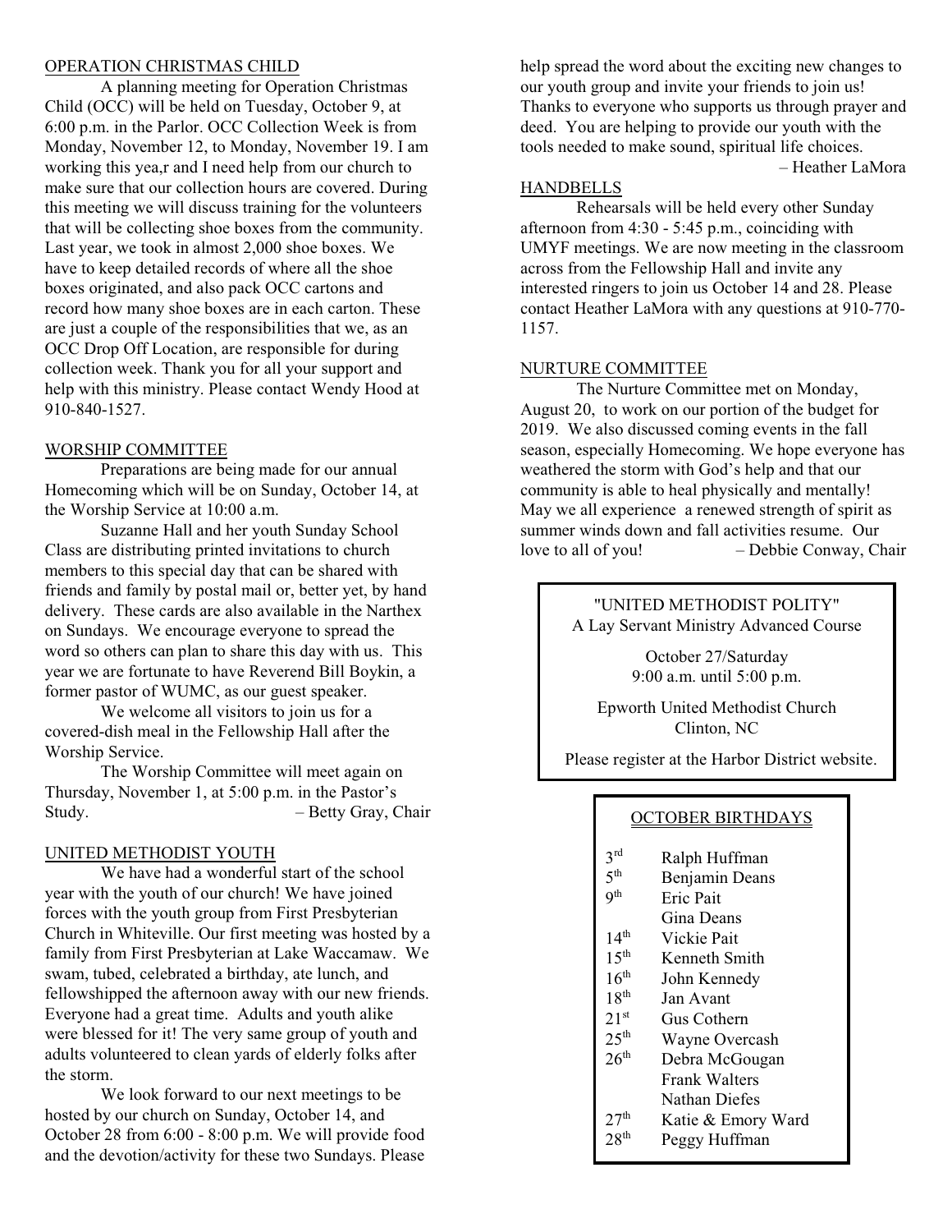## OPERATION CHRISTMAS CHILD

A planning meeting for Operation Christmas Child (OCC) will be held on Tuesday, October 9, at 6:00 p.m. in the Parlor. OCC Collection Week is from Monday, November 12, to Monday, November 19. I am working this yea,r and I need help from our church to make sure that our collection hours are covered. During this meeting we will discuss training for the volunteers that will be collecting shoe boxes from the community. Last year, we took in almost 2,000 shoe boxes. We have to keep detailed records of where all the shoe boxes originated, and also pack OCC cartons and record how many shoe boxes are in each carton. These are just a couple of the responsibilities that we, as an OCC Drop Off Location, are responsible for during collection week. Thank you for all your support and help with this ministry. Please contact Wendy Hood at 910-840-1527.

## WORSHIP COMMITTEE

Preparations are being made for our annual Homecoming which will be on Sunday, October 14, at the Worship Service at 10:00 a.m.

Suzanne Hall and her youth Sunday School Class are distributing printed invitations to church members to this special day that can be shared with friends and family by postal mail or, better yet, by hand delivery. These cards are also available in the Narthex on Sundays. We encourage everyone to spread the word so others can plan to share this day with us. This year we are fortunate to have Reverend Bill Boykin, a former pastor of WUMC, as our guest speaker.

We welcome all visitors to join us for a covered-dish meal in the Fellowship Hall after the Worship Service.

The Worship Committee will meet again on Thursday, November 1, at 5:00 p.m. in the Pastor's Study. – Betty Gray, Chair

## UNITED METHODIST YOUTH

We have had a wonderful start of the school year with the youth of our church! We have joined forces with the youth group from First Presbyterian Church in Whiteville. Our first meeting was hosted by a family from First Presbyterian at Lake Waccamaw. We swam, tubed, celebrated a birthday, ate lunch, and fellowshipped the afternoon away with our new friends. Everyone had a great time. Adults and youth alike were blessed for it! The very same group of youth and adults volunteered to clean yards of elderly folks after the storm.

We look forward to our next meetings to be hosted by our church on Sunday, October 14, and October 28 from 6:00 - 8:00 p.m. We will provide food and the devotion/activity for these two Sundays. Please help spread the word about the exciting new changes to our youth group and invite your friends to join us! Thanks to everyone who supports us through prayer and deed. You are helping to provide our youth with the tools needed to make sound, spiritual life choices.

– Heather LaMora

## HANDBELLS

Rehearsals will be held every other Sunday afternoon from 4:30 - 5:45 p.m., coinciding with UMYF meetings. We are now meeting in the classroom across from the Fellowship Hall and invite any interested ringers to join us October 14 and 28. Please contact Heather LaMora with any questions at 910-770-1157.

## NURTURE COMMITTEE

The Nurture Committee met on Monday, August 20, to work on our portion of the budget for 2019. We also discussed coming events in the fall season, especially Homecoming. We hope everyone has weathered the storm with God's help and that our community is able to heal physically and mentally! May we all experience a renewed strength of spirit as summer winds down and fall activities resume. Our love to all of you! – Debbie Conway, Chair

"UNITED METHODIST POLITY"
A Lay Servant Ministry Advanced Course

October 27/Saturday
9:00 a.m. until 5:00 p.m.

Epworth United Methodist Church
Clinton, NC

Please register at the Harbor District website.

## OCTOBER BIRTHDAYS

| | |
|---|---|
| 3rd | Ralph Huffman |
| 5th | Benjamin Deans |
| 9th | Eric Pait |
| | Gina Deans |
| 14th | Vickie Pait |
| 15th | Kenneth Smith |
| 16th | John Kennedy |
| 18th | Jan Avant |
| 21st | Gus Cothern |
| 25th | Wayne Overcash |
| 26th | Debra McGougan |
| | Frank Walters |
| | Nathan Diefes |
| 27th | Katie & Emory Ward |
| 28th | Peggy Huffman |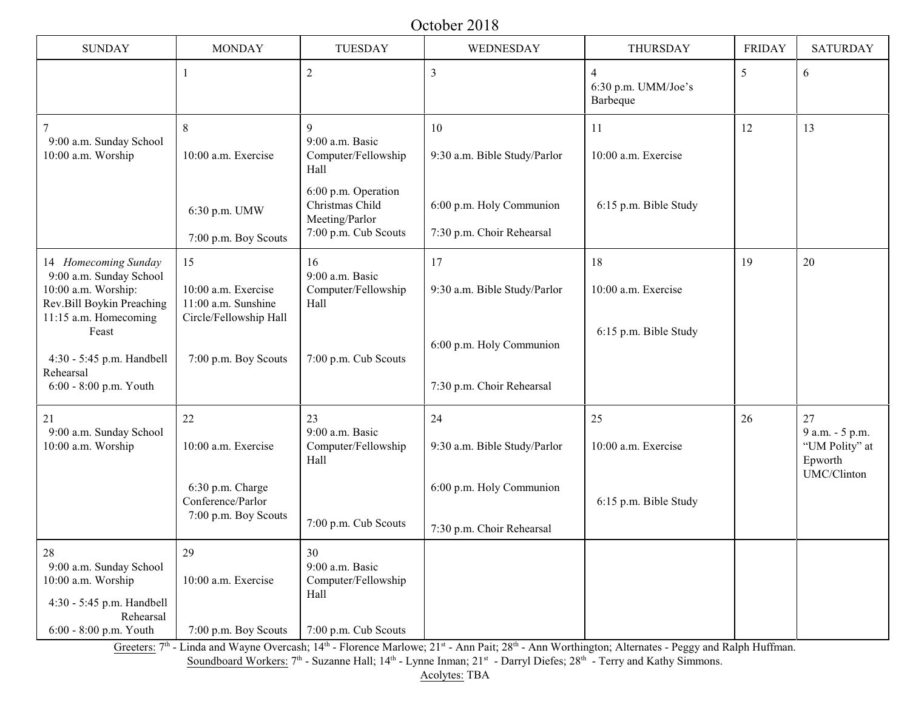# October 2018

| SUNDAY | MONDAY | TUESDAY | WEDNESDAY | THURSDAY | FRIDAY | SATURDAY |
|---|---|---|---|---|---|---|
| | 1 | 2 | 3 | 4<br>6:30 p.m. UMM/Joe's Barbeque | 5 | 6 |
| 7<br>9:00 a.m. Sunday School<br>10:00 a.m. Worship | 8<br>10:00 a.m. Exercise<br>6:30 p.m. UMW<br>7:00 p.m. Boy Scouts | 9<br>9:00 a.m. Basic Computer/Fellowship Hall<br>6:00 p.m. Operation Christmas Child Meeting/Parlor<br>7:00 p.m. Cub Scouts | 10<br>9:30 a.m. Bible Study/Parlor<br>6:00 p.m. Holy Communion<br>7:30 p.m. Choir Rehearsal | 11<br>10:00 a.m. Exercise<br>6:15 p.m. Bible Study | 12 | 13 |
| 14 *Homecoming Sunday*<br>9:00 a.m. Sunday School<br>10:00 a.m. Worship: Rev.Bill Boykin Preaching<br>11:15 a.m. Homecoming Feast<br>4:30 - 5:45 p.m. Handbell Rehearsal<br>6:00 - 8:00 p.m. Youth | 15<br>10:00 a.m. Exercise<br>11:00 a.m. Sunshine Circle/Fellowship Hall<br>7:00 p.m. Boy Scouts | 16<br>9:00 a.m. Basic Computer/Fellowship Hall<br>7:00 p.m. Cub Scouts | 17<br>9:30 a.m. Bible Study/Parlor<br>6:00 p.m. Holy Communion<br>7:30 p.m. Choir Rehearsal | 18<br>10:00 a.m. Exercise<br>6:15 p.m. Bible Study | 19 | 20 |
| 21<br>9:00 a.m. Sunday School<br>10:00 a.m. Worship | 22<br>10:00 a.m. Exercise<br>6:30 p.m. Charge Conference/Parlor<br>7:00 p.m. Boy Scouts | 23<br>9:00 a.m. Basic Computer/Fellowship Hall<br>7:00 p.m. Cub Scouts | 24<br>9:30 a.m. Bible Study/Parlor<br>6:00 p.m. Holy Communion<br>7:30 p.m. Choir Rehearsal | 25<br>10:00 a.m. Exercise<br>6:15 p.m. Bible Study | 26 | 27<br>9 a.m. - 5 p.m. "UM Polity" at Epworth UMC/Clinton |
| 28<br>9:00 a.m. Sunday School<br>10:00 a.m. Worship<br>4:30 - 5:45 p.m. Handbell Rehearsal<br>6:00 - 8:00 p.m. Youth | 29<br>10:00 a.m. Exercise<br>7:00 p.m. Boy Scouts | 30<br>9:00 a.m. Basic Computer/Fellowship Hall<br>7:00 p.m. Cub Scouts | | | | |

Greeters: 7th - Linda and Wayne Overcash; 14th - Florence Marlowe; 21st - Ann Pait; 28th - Ann Worthington; Alternates - Peggy and Ralph Huffman.

Soundboard Workers: 7th - Suzanne Hall; 14th - Lynne Inman; 21st - Darryl Diefes; 28th - Terry and Kathy Simmons.

Acolytes: TBA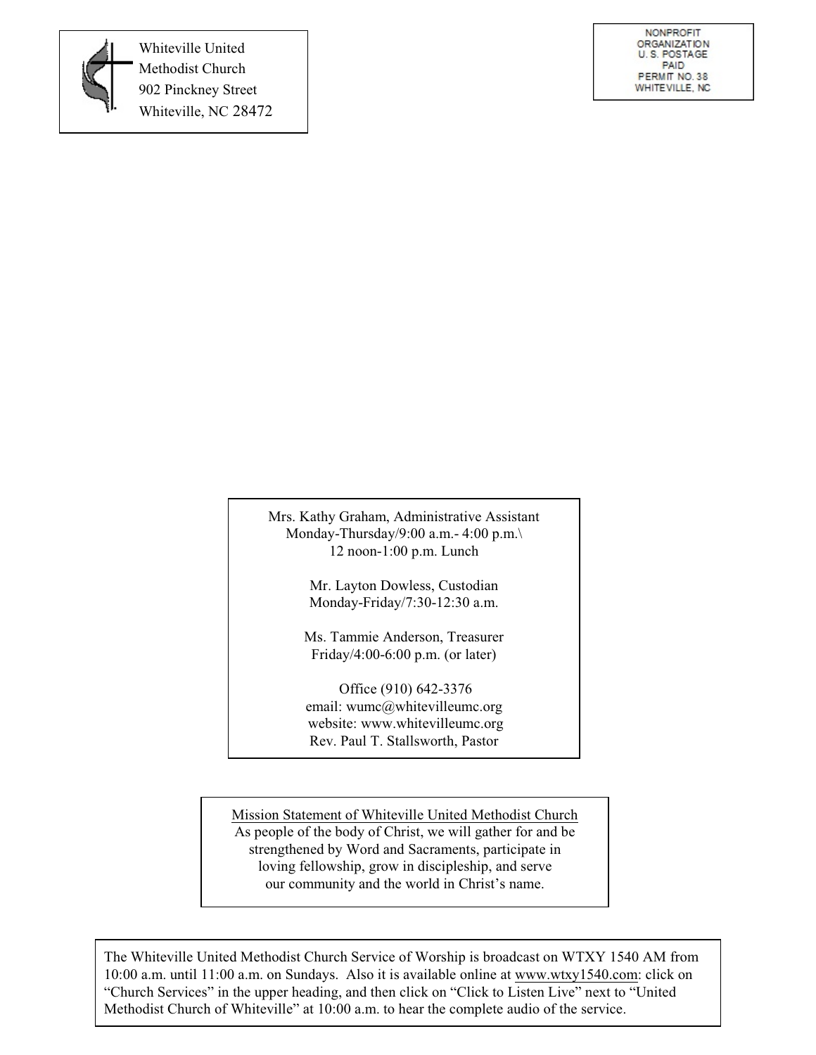Whiteville United
Methodist Church
902 Pinckney Street
Whiteville, NC 28472

NONPROFIT
ORGANIZATION
U. S. POSTAGE
PAID
PERMIT NO. 38
WHITEVILLE, NC

Mrs. Kathy Graham, Administrative Assistant
Monday-Thursday/9:00 a.m.- 4:00 p.m.\
12 noon-1:00 p.m. Lunch

Mr. Layton Dowless, Custodian
Monday-Friday/7:30-12:30 a.m.

Ms. Tammie Anderson, Treasurer
Friday/4:00-6:00 p.m. (or later)

Office (910) 642-3376
email: wumc@whitevilleumc.org
website: www.whitevilleumc.org
Rev. Paul T. Stallsworth, Pastor

Mission Statement of Whiteville United Methodist Church
As people of the body of Christ, we will gather for and be strengthened by Word and Sacraments, participate in loving fellowship, grow in discipleship, and serve our community and the world in Christ's name.

The Whiteville United Methodist Church Service of Worship is broadcast on WTXY 1540 AM from 10:00 a.m. until 11:00 a.m. on Sundays. Also it is available online at www.wtxy1540.com: click on "Church Services" in the upper heading, and then click on "Click to Listen Live" next to "United Methodist Church of Whiteville" at 10:00 a.m. to hear the complete audio of the service.